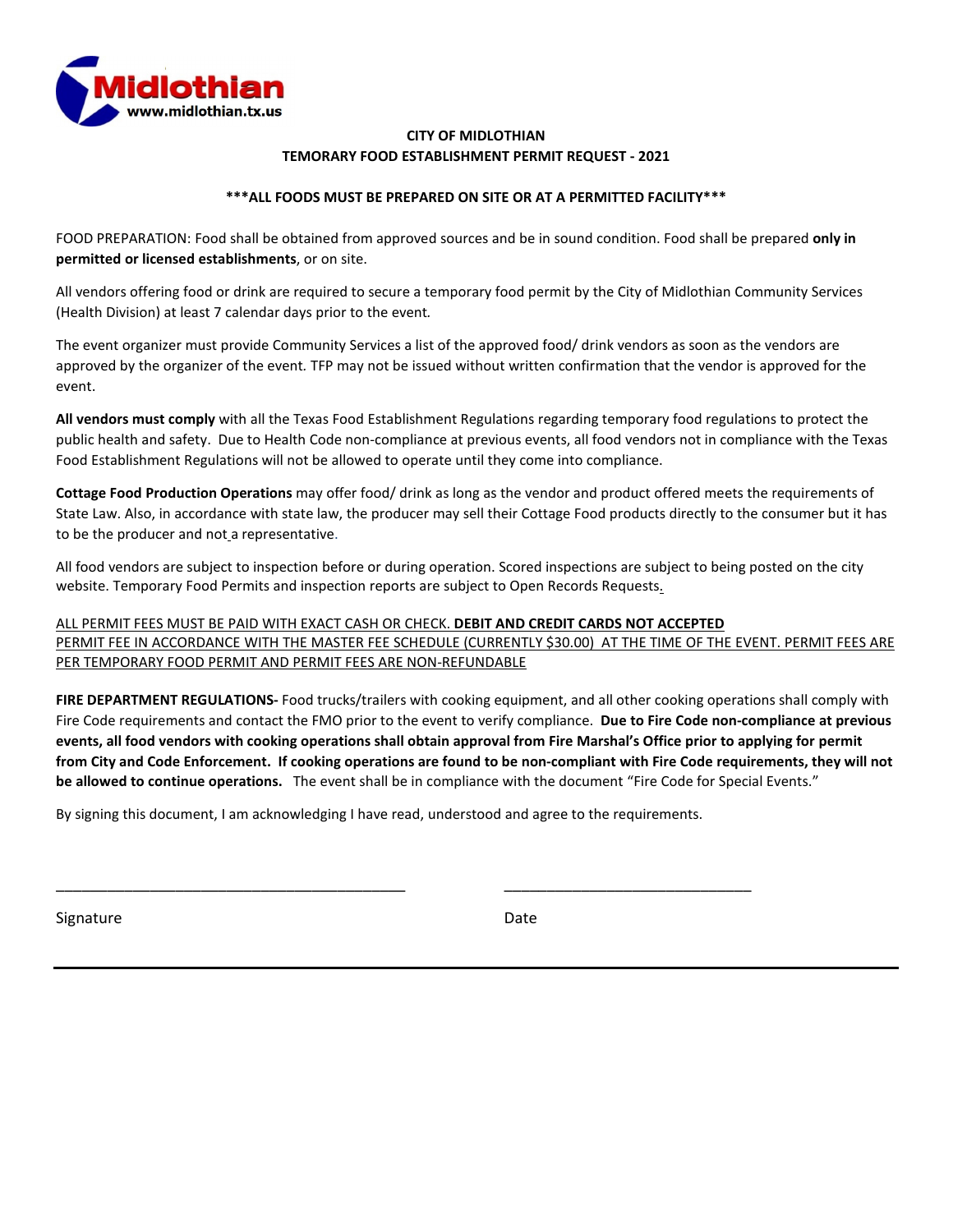Midlothian
www.midlothian.tx.us

**CITY OF MIDLOTHIAN**
**TEMORARY FOOD ESTABLISHMENT PERMIT REQUEST - 2021**

**\*\*\*ALL FOODS MUST BE PREPARED ON SITE OR AT A PERMITTED FACILITY\*\*\***

FOOD PREPARATION: Food shall be obtained from approved sources and be in sound condition. Food shall be prepared **only in permitted or licensed establishments**, or on site.

All vendors offering food or drink are required to secure a temporary food permit by the City of Midlothian Community Services (Health Division) at least 7 calendar days prior to the event.

The event organizer must provide Community Services a list of the approved food/ drink vendors as soon as the vendors are approved by the organizer of the event. TFP may not be issued without written confirmation that the vendor is approved for the event.

**All vendors must comply** with all the Texas Food Establishment Regulations regarding temporary food regulations to protect the public health and safety. Due to Health Code non-compliance at previous events, all food vendors not in compliance with the Texas Food Establishment Regulations will not be allowed to operate until they come into compliance.

**Cottage Food Production Operations** may offer food/ drink as long as the vendor and product offered meets the requirements of State Law. Also, in accordance with state law, the producer may sell their Cottage Food products directly to the consumer but it has to be the producer and not a representative.

All food vendors are subject to inspection before or during operation. Scored inspections are subject to being posted on the city website. Temporary Food Permits and inspection reports are subject to Open Records Requests.

ALL PERMIT FEES MUST BE PAID WITH EXACT CASH OR CHECK. **DEBIT AND CREDIT CARDS NOT ACCEPTED**
PERMIT FEE IN ACCORDANCE WITH THE MASTER FEE SCHEDULE (CURRENTLY $30.00) AT THE TIME OF THE EVENT. PERMIT FEES ARE PER TEMPORARY FOOD PERMIT AND PERMIT FEES ARE NON-REFUNDABLE

**FIRE DEPARTMENT REGULATIONS-** Food trucks/trailers with cooking equipment, and all other cooking operations shall comply with Fire Code requirements and contact the FMO prior to the event to verify compliance. **Due to Fire Code non-compliance at previous events, all food vendors with cooking operations shall obtain approval from Fire Marshal's Office prior to applying for permit from City and Code Enforcement. If cooking operations are found to be non-compliant with Fire Code requirements, they will not be allowed to continue operations.** The event shall be in compliance with the document "Fire Code for Special Events."

By signing this document, I am acknowledging I have read, understood and agree to the requirements.

_____________________________________________ ________________________________

Signature Date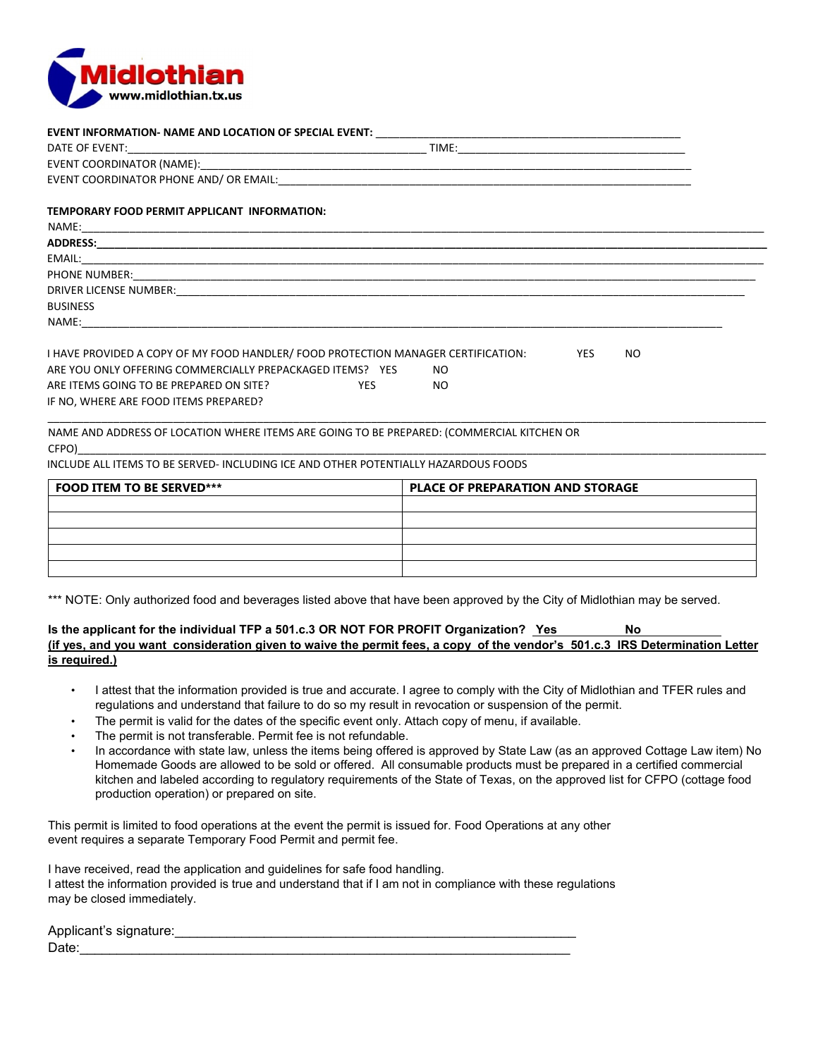Midlothian
www.midlothian.tx.us

**EVENT INFORMATION- NAME AND LOCATION OF SPECIAL EVENT:** ______________________________________________________

DATE OF EVENT:_____________________________________________________ TIME:_________________________________________

EVENT COORDINATOR (NAME):_________________________________________________________________________________________

EVENT COORDINATOR PHONE AND/ OR EMAIL:_______________________________________________________________________________

**TEMPORARY FOOD PERMIT APPLICANT INFORMATION:**

NAME:____________________________________________________________________________________________________________

**ADDRESS:__________________________________________________________________________________________________________**

EMAIL:___________________________________________________________________________________________________________

PHONE NUMBER:_____________________________________________________________________________________________________

DRIVER LICENSE NUMBER:____________________________________________________________________________________________

BUSINESS NAME:_________________________________________________________________________________________________

I HAVE PROVIDED A COPY OF MY FOOD HANDLER/ FOOD PROTECTION MANAGER CERTIFICATION: YES NO

ARE YOU ONLY OFFERING COMMERCIALLY PREPACKAGED ITEMS? YES NO

ARE ITEMS GOING TO BE PREPARED ON SITE? YES NO

IF NO, WHERE ARE FOOD ITEMS PREPARED?

__________________________________________________________________________________________________________________

NAME AND ADDRESS OF LOCATION WHERE ITEMS ARE GOING TO BE PREPARED: (COMMERCIAL KITCHEN OR CFPO)__________________________________________________________________________________________________

INCLUDE ALL ITEMS TO BE SERVED- INCLUDING ICE AND OTHER POTENTIALLY HAZARDOUS FOODS

| FOOD ITEM TO BE SERVED*** | PLACE OF PREPARATION AND STORAGE |
| --- | --- |
| | |
| | |
| | |
| | |
| | |

*** NOTE: Only authorized food and beverages listed above that have been approved by the City of Midlothian may be served.

**Is the applicant for the individual TFP a 501.c.3 OR NOT FOR PROFIT Organization? Yes__________ No__________**
**(if yes, and you want consideration given to waive the permit fees, a copy of the vendor's 501.c.3 IRS Determination Letter is required.)**

- I attest that the information provided is true and accurate. I agree to comply with the City of Midlothian and TFER rules and regulations and understand that failure to do so my result in revocation or suspension of the permit.
- The permit is valid for the dates of the specific event only. Attach copy of menu, if available.
- The permit is not transferable. Permit fee is not refundable.
- In accordance with state law, unless the items being offered is approved by State Law (as an approved Cottage Law item) No Homemade Goods are allowed to be sold or offered. All consumable products must be prepared in a certified commercial kitchen and labeled according to regulatory requirements of the State of Texas, on the approved list for CFPO (cottage food production operation) or prepared on site.

This permit is limited to food operations at the event the permit is issued for. Food Operations at any other event requires a separate Temporary Food Permit and permit fee.

I have received, read the application and guidelines for safe food handling.
I attest the information provided is true and understand that if I am not in compliance with these regulations may be closed immediately.

Applicant's signature:_______________________________________________________

Date:_______________________________________________________________________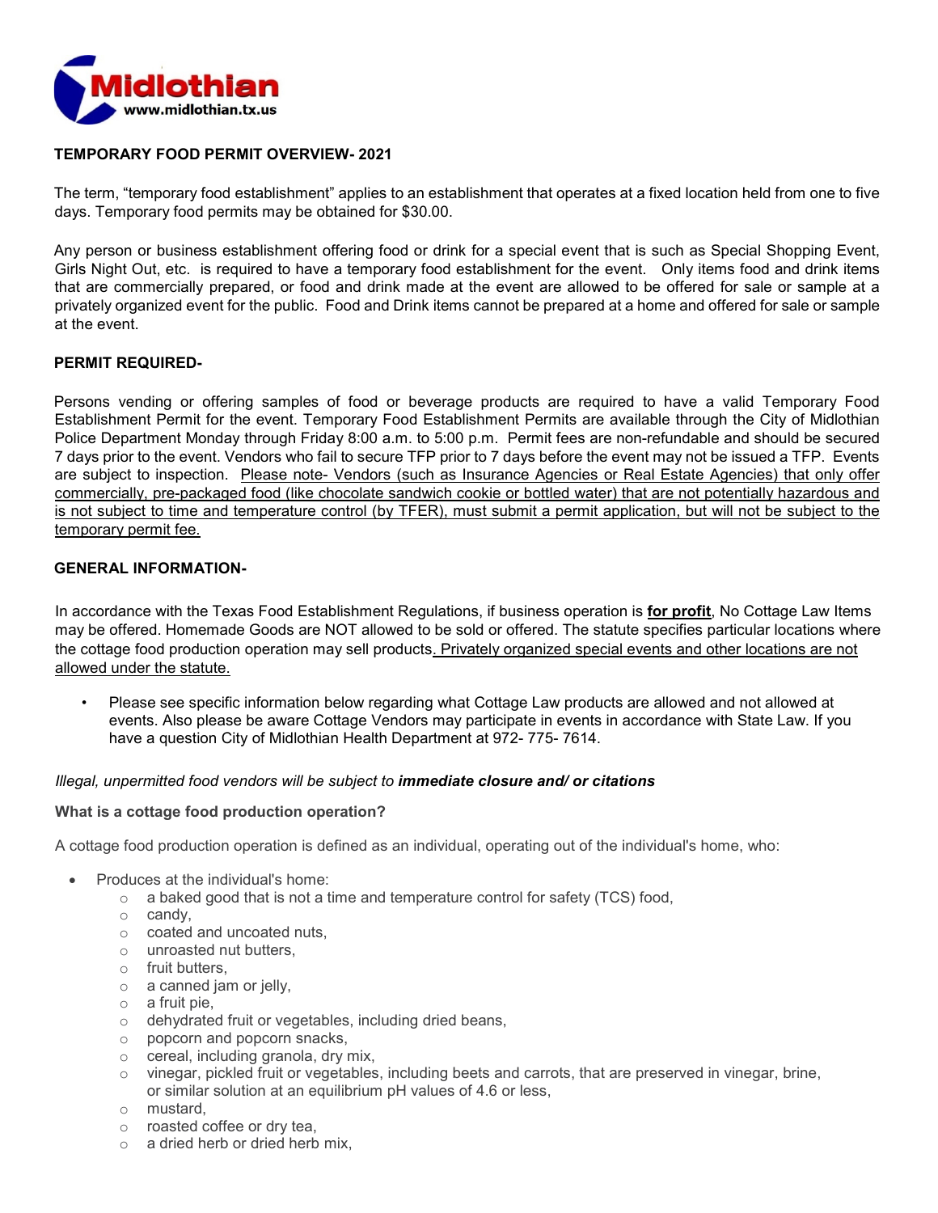# TEMPORARY FOOD PERMIT OVERVIEW- 2021

The term, "temporary food establishment" applies to an establishment that operates at a fixed location held from one to five days. Temporary food permits may be obtained for $30.00.

Any person or business establishment offering food or drink for a special event that is such as Special Shopping Event, Girls Night Out, etc. is required to have a temporary food establishment for the event. Only items food and drink items that are commercially prepared, or food and drink made at the event are allowed to be offered for sale or sample at a privately organized event for the public. Food and Drink items cannot be prepared at a home and offered for sale or sample at the event.

## PERMIT REQUIRED-

Persons vending or offering samples of food or beverage products are required to have a valid Temporary Food Establishment Permit for the event. Temporary Food Establishment Permits are available through the City of Midlothian Police Department Monday through Friday 8:00 a.m. to 5:00 p.m. Permit fees are non-refundable and should be secured 7 days prior to the event. Vendors who fail to secure TFP prior to 7 days before the event may not be issued a TFP. Events are subject to inspection. <u>Please note- Vendors (such as Insurance Agencies or Real Estate Agencies) that only offer commercially, pre-packaged food (like chocolate sandwich cookie or bottled water) that are not potentially hazardous and is not subject to time and temperature control (by TFER), must submit a permit application, but will not be subject to the temporary permit fee.</u>

## GENERAL INFORMATION-

In accordance with the Texas Food Establishment Regulations, if business operation is **<u>for profit</u>**, No Cottage Law Items may be offered. Homemade Goods are NOT allowed to be sold or offered. The statute specifies particular locations where the cottage food production operation may sell products<u>. Privately organized special events and other locations are not allowed under the statute.</u>

- Please see specific information below regarding what Cottage Law products are allowed and not allowed at events. Also please be aware Cottage Vendors may participate in events in accordance with State Law. If you have a question City of Midlothian Health Department at 972- 775- 7614.

*Illegal, unpermitted food vendors will be subject to **immediate closure and/ or citations***

### What is a cottage food production operation?

A cottage food production operation is defined as an individual, operating out of the individual's home, who:

- Produces at the individual's home:
  - a baked good that is not a time and temperature control for safety (TCS) food,
  - candy,
  - coated and uncoated nuts,
  - unroasted nut butters,
  - fruit butters,
  - a canned jam or jelly,
  - a fruit pie,
  - dehydrated fruit or vegetables, including dried beans,
  - popcorn and popcorn snacks,
  - cereal, including granola, dry mix,
  - vinegar, pickled fruit or vegetables, including beets and carrots, that are preserved in vinegar, brine, or similar solution at an equilibrium pH values of 4.6 or less,
  - mustard,
  - roasted coffee or dry tea,
  - a dried herb or dried herb mix,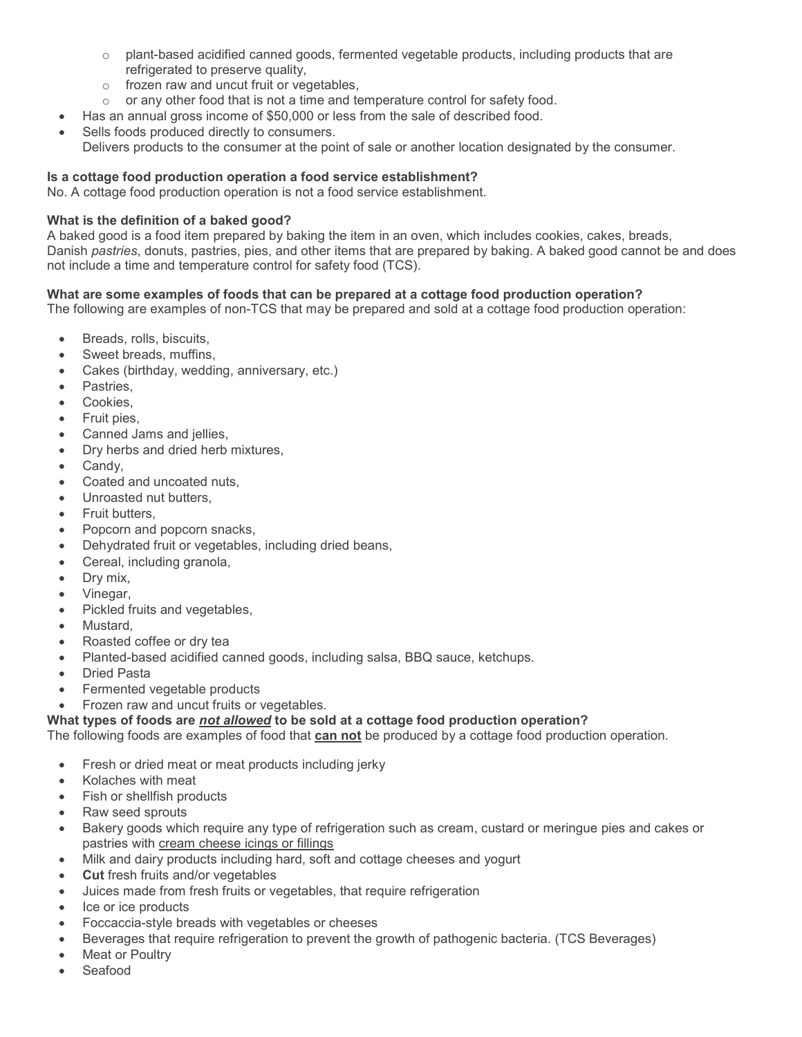- plant-based acidified canned goods, fermented vegetable products, including products that are refrigerated to preserve quality,
  - frozen raw and uncut fruit or vegetables,
  - or any other food that is not a time and temperature control for safety food.
- Has an annual gross income of $50,000 or less from the sale of described food.
- Sells foods produced directly to consumers.
  Delivers products to the consumer at the point of sale or another location designated by the consumer.

**Is a cottage food production operation a food service establishment?**
No. A cottage food production operation is not a food service establishment.

**What is the definition of a baked good?**
A baked good is a food item prepared by baking the item in an oven, which includes cookies, cakes, breads, Danish *pastries*, donuts, pastries, pies, and other items that are prepared by baking. A baked good cannot be and does not include a time and temperature control for safety food (TCS).

**What are some examples of foods that can be prepared at a cottage food production operation?**
The following are examples of non-TCS that may be prepared and sold at a cottage food production operation:

- Breads, rolls, biscuits,
- Sweet breads, muffins,
- Cakes (birthday, wedding, anniversary, etc.)
- Pastries,
- Cookies,
- Fruit pies,
- Canned Jams and jellies,
- Dry herbs and dried herb mixtures,
- Candy,
- Coated and uncoated nuts,
- Unroasted nut butters,
- Fruit butters,
- Popcorn and popcorn snacks,
- Dehydrated fruit or vegetables, including dried beans,
- Cereal, including granola,
- Dry mix,
- Vinegar,
- Pickled fruits and vegetables,
- Mustard,
- Roasted coffee or dry tea
- Planted-based acidified canned goods, including salsa, BBQ sauce, ketchups.
- Dried Pasta
- Fermented vegetable products
- Frozen raw and uncut fruits or vegetables.

**What types of foods are *<u>not allowed</u>* to be sold at a cottage food production operation?**
The following foods are examples of food that **<u>can not</u>** be produced by a cottage food production operation.

- Fresh or dried meat or meat products including jerky
- Kolaches with meat
- Fish or shellfish products
- Raw seed sprouts
- Bakery goods which require any type of refrigeration such as cream, custard or meringue pies and cakes or pastries with <u>cream cheese icings or fillings</u>
- Milk and dairy products including hard, soft and cottage cheeses and yogurt
- **Cut** fresh fruits and/or vegetables
- Juices made from fresh fruits or vegetables, that require refrigeration
- Ice or ice products
- Foccaccia-style breads with vegetables or cheeses
- Beverages that require refrigeration to prevent the growth of pathogenic bacteria. (TCS Beverages)
- Meat or Poultry
- Seafood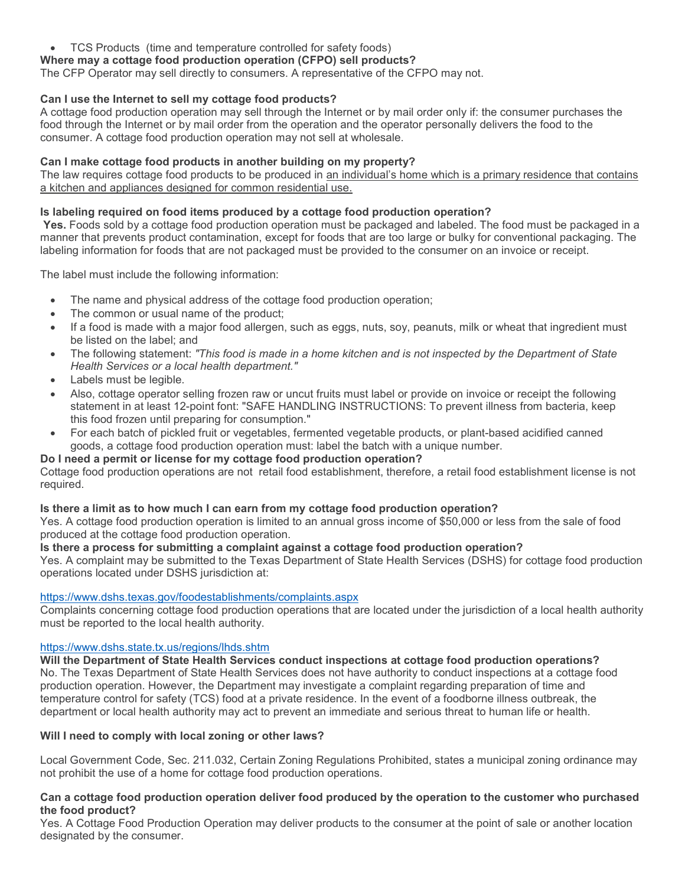- TCS Products (time and temperature controlled for safety foods)

**Where may a cottage food production operation (CFPO) sell products?**

The CFP Operator may sell directly to consumers. A representative of the CFPO may not.

**Can I use the Internet to sell my cottage food products?**

A cottage food production operation may sell through the Internet or by mail order only if: the consumer purchases the food through the Internet or by mail order from the operation and the operator personally delivers the food to the consumer. A cottage food production operation may not sell at wholesale.

**Can I make cottage food products in another building on my property?**

The law requires cottage food products to be produced in an individual's home which is a primary residence that contains a kitchen and appliances designed for common residential use.

**Is labeling required on food items produced by a cottage food production operation?**

**Yes.** Foods sold by a cottage food production operation must be packaged and labeled. The food must be packaged in a manner that prevents product contamination, except for foods that are too large or bulky for conventional packaging. The labeling information for foods that are not packaged must be provided to the consumer on an invoice or receipt.

The label must include the following information:

- The name and physical address of the cottage food production operation;
- The common or usual name of the product;
- If a food is made with a major food allergen, such as eggs, nuts, soy, peanuts, milk or wheat that ingredient must be listed on the label; and
- The following statement: *"This food is made in a home kitchen and is not inspected by the Department of State Health Services or a local health department."*
- Labels must be legible.
- Also, cottage operator selling frozen raw or uncut fruits must label or provide on invoice or receipt the following statement in at least 12-point font: "SAFE HANDLING INSTRUCTIONS: To prevent illness from bacteria, keep this food frozen until preparing for consumption."
- For each batch of pickled fruit or vegetables, fermented vegetable products, or plant-based acidified canned goods, a cottage food production operation must: label the batch with a unique number.

**Do I need a permit or license for my cottage food production operation?**

Cottage food production operations are not retail food establishment, therefore, a retail food establishment license is not required.

**Is there a limit as to how much I can earn from my cottage food production operation?**

Yes. A cottage food production operation is limited to an annual gross income of $50,000 or less from the sale of food produced at the cottage food production operation.

**Is there a process for submitting a complaint against a cottage food production operation?**

Yes. A complaint may be submitted to the Texas Department of State Health Services (DSHS) for cottage food production operations located under DSHS jurisdiction at:

https://www.dshs.texas.gov/foodestablishments/complaints.aspx

Complaints concerning cottage food production operations that are located under the jurisdiction of a local health authority must be reported to the local health authority.

https://www.dshs.state.tx.us/regions/lhds.shtm

**Will the Department of State Health Services conduct inspections at cottage food production operations?**

No. The Texas Department of State Health Services does not have authority to conduct inspections at a cottage food production operation. However, the Department may investigate a complaint regarding preparation of time and temperature control for safety (TCS) food at a private residence. In the event of a foodborne illness outbreak, the department or local health authority may act to prevent an immediate and serious threat to human life or health.

**Will I need to comply with local zoning or other laws?**

Local Government Code, Sec. 211.032, Certain Zoning Regulations Prohibited, states a municipal zoning ordinance may not prohibit the use of a home for cottage food production operations.

**Can a cottage food production operation deliver food produced by the operation to the customer who purchased the food product?**

Yes. A Cottage Food Production Operation may deliver products to the consumer at the point of sale or another location designated by the consumer.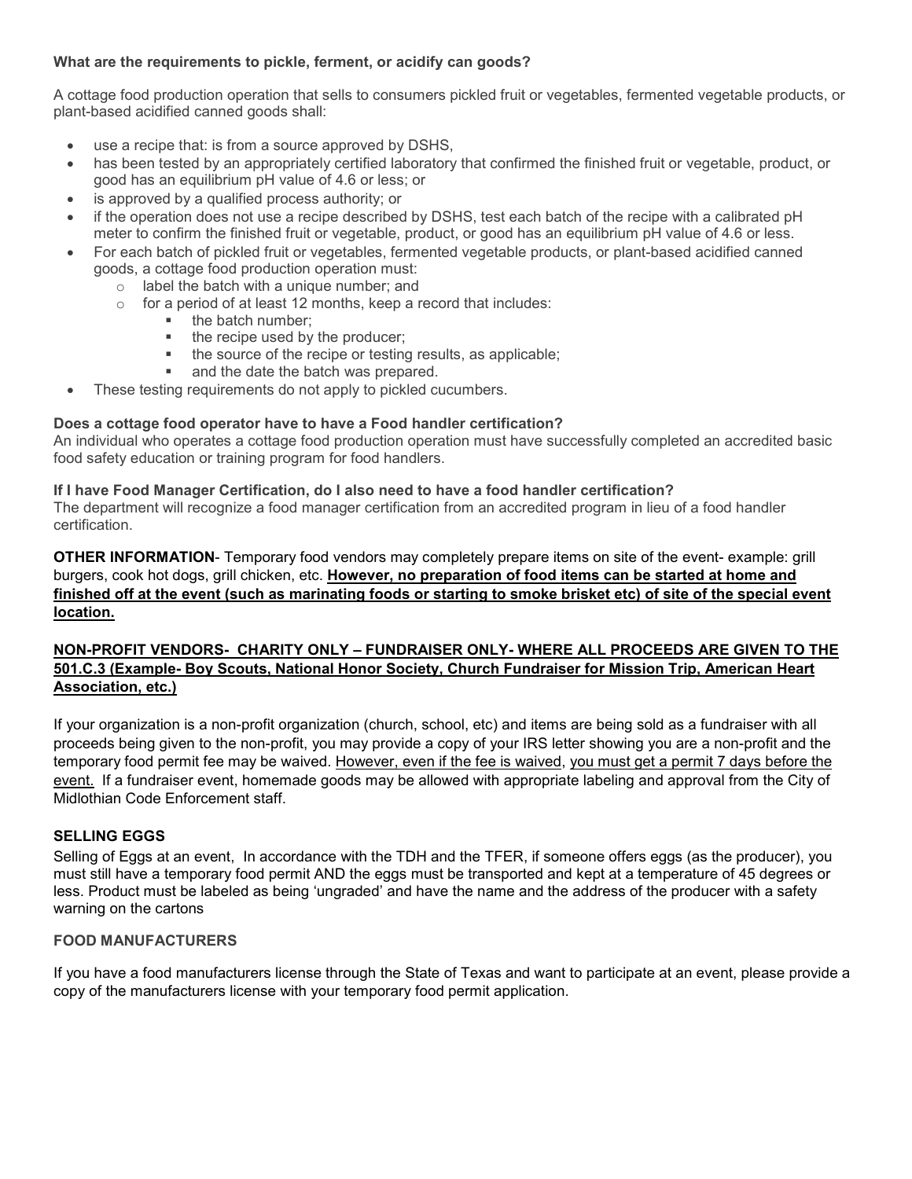**What are the requirements to pickle, ferment, or acidify can goods?**

A cottage food production operation that sells to consumers pickled fruit or vegetables, fermented vegetable products, or plant-based acidified canned goods shall:

- use a recipe that: is from a source approved by DSHS,
- has been tested by an appropriately certified laboratory that confirmed the finished fruit or vegetable, product, or good has an equilibrium pH value of 4.6 or less; or
- is approved by a qualified process authority; or
- if the operation does not use a recipe described by DSHS, test each batch of the recipe with a calibrated pH meter to confirm the finished fruit or vegetable, product, or good has an equilibrium pH value of 4.6 or less.
- For each batch of pickled fruit or vegetables, fermented vegetable products, or plant-based acidified canned goods, a cottage food production operation must:
  - label the batch with a unique number; and
  - for a period of at least 12 months, keep a record that includes:
    - the batch number;
    - the recipe used by the producer;
    - the source of the recipe or testing results, as applicable;
    - and the date the batch was prepared.
- These testing requirements do not apply to pickled cucumbers.

**Does a cottage food operator have to have a Food handler certification?**
An individual who operates a cottage food production operation must have successfully completed an accredited basic food safety education or training program for food handlers.

**If I have Food Manager Certification, do I also need to have a food handler certification?**
The department will recognize a food manager certification from an accredited program in lieu of a food handler certification.

**OTHER INFORMATION**- Temporary food vendors may completely prepare items on site of the event- example: grill burgers, cook hot dogs, grill chicken, etc. **<u>However, no preparation of food items can be started at home and finished off at the event (such as marinating foods or starting to smoke brisket etc) of site of the special event location.</u>**

**<u>NON-PROFIT VENDORS- CHARITY ONLY – FUNDRAISER ONLY- WHERE ALL PROCEEDS ARE GIVEN TO THE 501.C.3 (Example- Boy Scouts, National Honor Society, Church Fundraiser for Mission Trip, American Heart Association, etc.)</u>**

If your organization is a non-profit organization (church, school, etc) and items are being sold as a fundraiser with all proceeds being given to the non-profit, you may provide a copy of your IRS letter showing you are a non-profit and the temporary food permit fee may be waived. <u>However, even if the fee is waived</u>, <u>you must get a permit 7 days before the event.</u> If a fundraiser event, homemade goods may be allowed with appropriate labeling and approval from the City of Midlothian Code Enforcement staff.

**SELLING EGGS**

Selling of Eggs at an event, In accordance with the TDH and the TFER, if someone offers eggs (as the producer), you must still have a temporary food permit AND the eggs must be transported and kept at a temperature of 45 degrees or less. Product must be labeled as being 'ungraded' and have the name and the address of the producer with a safety warning on the cartons

**FOOD MANUFACTURERS**

If you have a food manufacturers license through the State of Texas and want to participate at an event, please provide a copy of the manufacturers license with your temporary food permit application.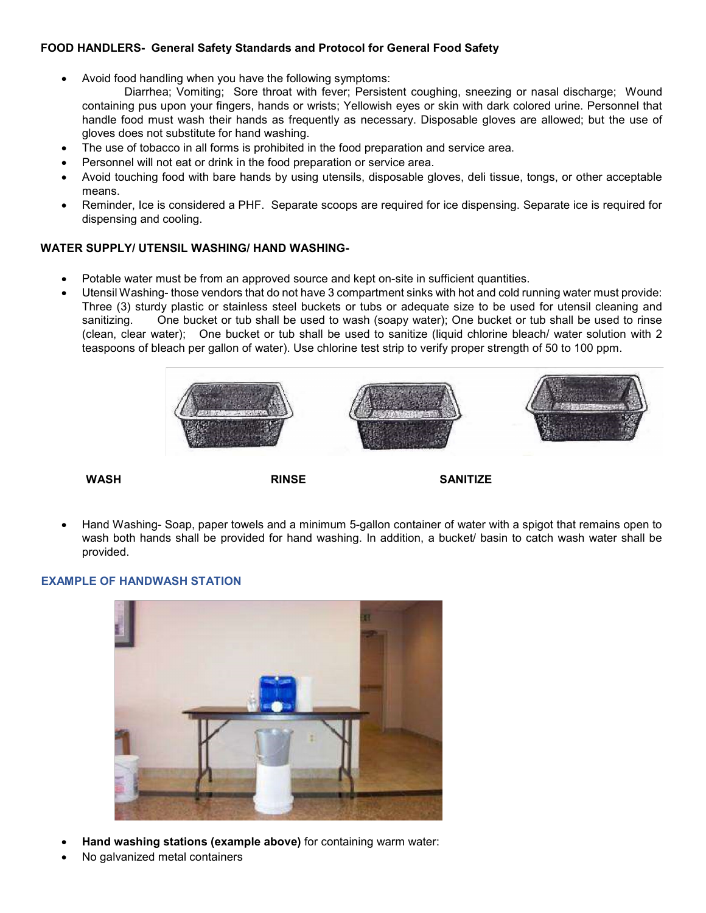**FOOD HANDLERS- General Safety Standards and Protocol for General Food Safety**

- Avoid food handling when you have the following symptoms:
  Diarrhea; Vomiting; Sore throat with fever; Persistent coughing, sneezing or nasal discharge; Wound containing pus upon your fingers, hands or wrists; Yellowish eyes or skin with dark colored urine. Personnel that handle food must wash their hands as frequently as necessary. Disposable gloves are allowed; but the use of gloves does not substitute for hand washing.
- The use of tobacco in all forms is prohibited in the food preparation and service area.
- Personnel will not eat or drink in the food preparation or service area.
- Avoid touching food with bare hands by using utensils, disposable gloves, deli tissue, tongs, or other acceptable means.
- Reminder, Ice is considered a PHF. Separate scoops are required for ice dispensing. Separate ice is required for dispensing and cooling.

**WATER SUPPLY/ UTENSIL WASHING/ HAND WASHING-**

- Potable water must be from an approved source and kept on-site in sufficient quantities.
- Utensil Washing- those vendors that do not have 3 compartment sinks with hot and cold running water must provide: Three (3) sturdy plastic or stainless steel buckets or tubs or adequate size to be used for utensil cleaning and sanitizing. One bucket or tub shall be used to wash (soapy water); One bucket or tub shall be used to rinse (clean, clear water); One bucket or tub shall be used to sanitize (liquid chlorine bleach/ water solution with 2 teaspoons of bleach per gallon of water). Use chlorine test strip to verify proper strength of 50 to 100 ppm.

**WASH** **RINSE** **SANITIZE**

- Hand Washing- Soap, paper towels and a minimum 5-gallon container of water with a spigot that remains open to wash both hands shall be provided for hand washing. In addition, a bucket/ basin to catch wash water shall be provided.

**EXAMPLE OF HANDWASH STATION**

- **Hand washing stations (example above)** for containing warm water:
- No galvanized metal containers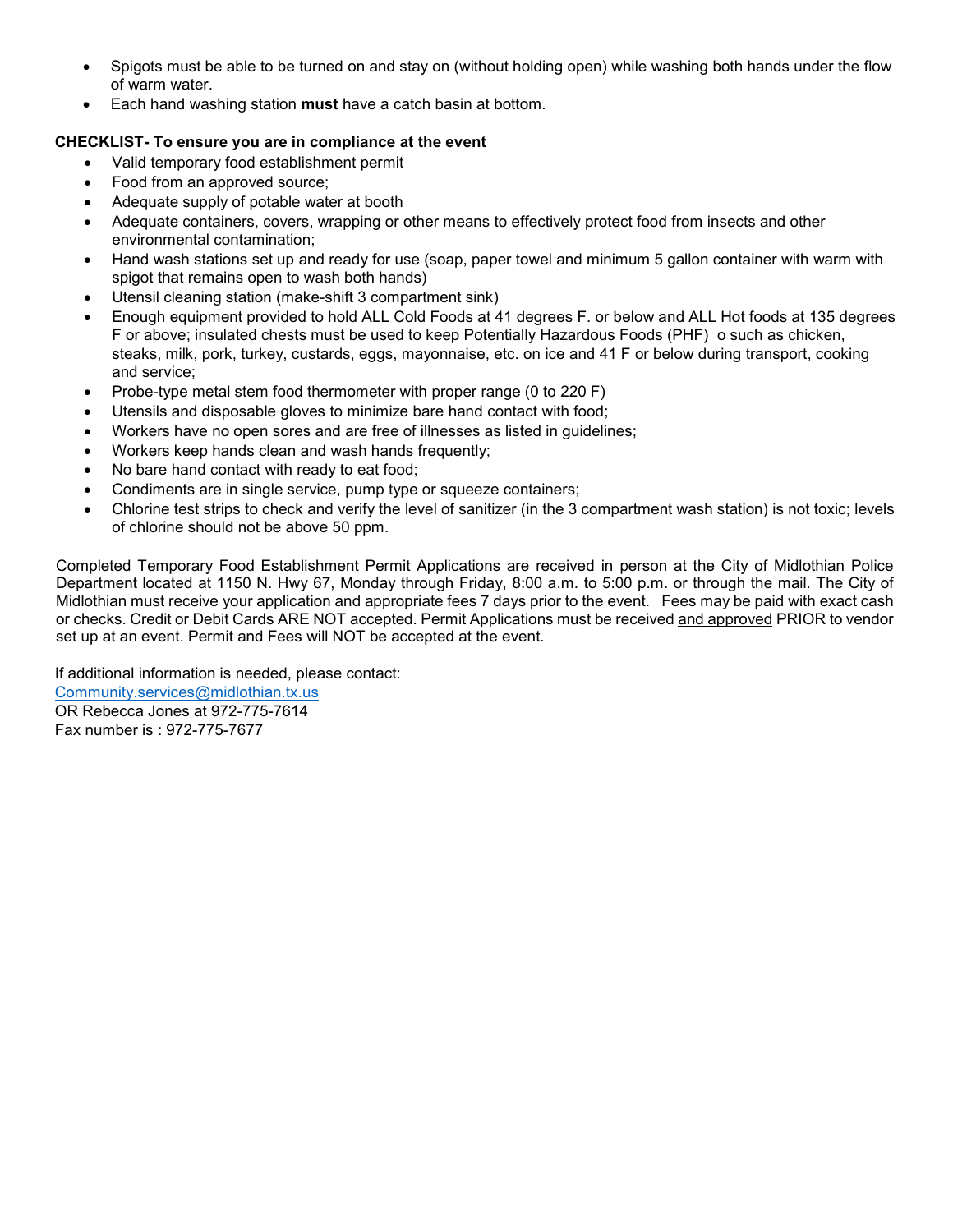- Spigots must be able to be turned on and stay on (without holding open) while washing both hands under the flow of warm water.
- Each hand washing station **must** have a catch basin at bottom.

**CHECKLIST- To ensure you are in compliance at the event**

- Valid temporary food establishment permit
- Food from an approved source;
- Adequate supply of potable water at booth
- Adequate containers, covers, wrapping or other means to effectively protect food from insects and other environmental contamination;
- Hand wash stations set up and ready for use (soap, paper towel and minimum 5 gallon container with warm with spigot that remains open to wash both hands)
- Utensil cleaning station (make-shift 3 compartment sink)
- Enough equipment provided to hold ALL Cold Foods at 41 degrees F. or below and ALL Hot foods at 135 degrees F or above; insulated chests must be used to keep Potentially Hazardous Foods (PHF) o such as chicken, steaks, milk, pork, turkey, custards, eggs, mayonnaise, etc. on ice and 41 F or below during transport, cooking and service;
- Probe-type metal stem food thermometer with proper range (0 to 220 F)
- Utensils and disposable gloves to minimize bare hand contact with food;
- Workers have no open sores and are free of illnesses as listed in guidelines;
- Workers keep hands clean and wash hands frequently;
- No bare hand contact with ready to eat food;
- Condiments are in single service, pump type or squeeze containers;
- Chlorine test strips to check and verify the level of sanitizer (in the 3 compartment wash station) is not toxic; levels of chlorine should not be above 50 ppm.

Completed Temporary Food Establishment Permit Applications are received in person at the City of Midlothian Police Department located at 1150 N. Hwy 67, Monday through Friday, 8:00 a.m. to 5:00 p.m. or through the mail. The City of Midlothian must receive your application and appropriate fees 7 days prior to the event. Fees may be paid with exact cash or checks. Credit or Debit Cards ARE NOT accepted. Permit Applications must be received and approved PRIOR to vendor set up at an event. Permit and Fees will NOT be accepted at the event.

If additional information is needed, please contact:
Community.services@midlothian.tx.us
OR Rebecca Jones at 972-775-7614
Fax number is : 972-775-7677